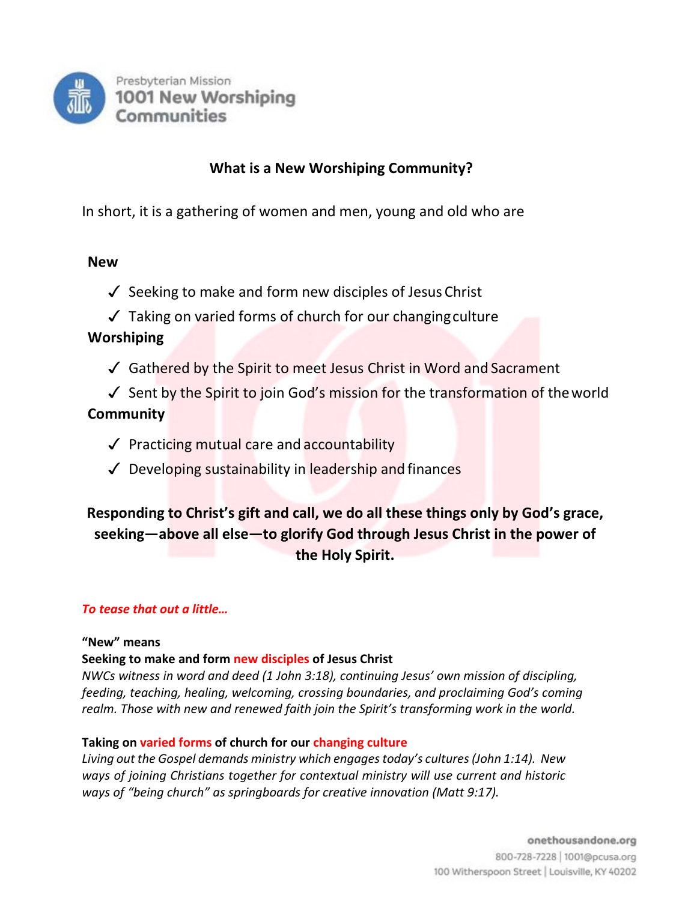Presbyterian Mission
1001 New Worshiping Communities

# What is a New Worshiping Community?

In short, it is a gathering of women and men, young and old who are

**New**

- ✓ Seeking to make and form new disciples of Jesus Christ
- ✓ Taking on varied forms of church for our changing culture

**Worshiping**

- ✓ Gathered by the Spirit to meet Jesus Christ in Word and Sacrament
- ✓ Sent by the Spirit to join God's mission for the transformation of the world

**Community**

- ✓ Practicing mutual care and accountability
- ✓ Developing sustainability in leadership and finances

**Responding to Christ's gift and call, we do all these things only by God's grace, seeking—above all else—to glorify God through Jesus Christ in the power of the Holy Spirit.**

***To tease that out a little…***

**"New" means**

**Seeking to make and form new disciples of Jesus Christ**

*NWCs witness in word and deed (1 John 3:18), continuing Jesus' own mission of discipling, feeding, teaching, healing, welcoming, crossing boundaries, and proclaiming God's coming realm. Those with new and renewed faith join the Spirit's transforming work in the world.*

**Taking on varied forms of church for our changing culture**

*Living out the Gospel demands ministry which engages today's cultures (John 1:14). New ways of joining Christians together for contextual ministry will use current and historic ways of "being church" as springboards for creative innovation (Matt 9:17).*

onethousandone.org
800-728-7228 | 1001@pcusa.org
100 Witherspoon Street | Louisville, KY 40202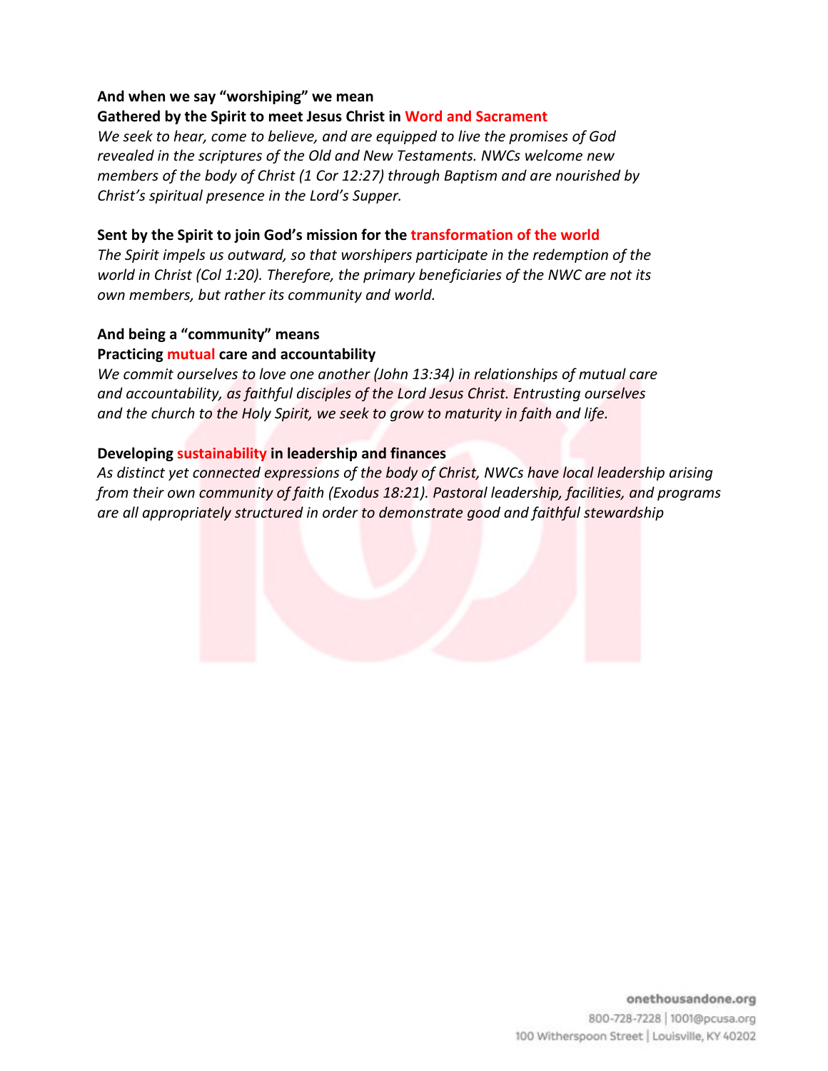**And when we say "worshiping" we mean**

**Gathered by the Spirit to meet Jesus Christ in Word and Sacrament**

*We seek to hear, come to believe, and are equipped to live the promises of God revealed in the scriptures of the Old and New Testaments. NWCs welcome new members of the body of Christ (1 Cor 12:27) through Baptism and are nourished by Christ's spiritual presence in the Lord's Supper.*

**Sent by the Spirit to join God's mission for the transformation of the world**

*The Spirit impels us outward, so that worshipers participate in the redemption of the world in Christ (Col 1:20). Therefore, the primary beneficiaries of the NWC are not its own members, but rather its community and world.*

**And being a "community" means**

**Practicing mutual care and accountability**

*We commit ourselves to love one another (John 13:34) in relationships of mutual care and accountability, as faithful disciples of the Lord Jesus Christ. Entrusting ourselves and the church to the Holy Spirit, we seek to grow to maturity in faith and life.*

**Developing sustainability in leadership and finances**

*As distinct yet connected expressions of the body of Christ, NWCs have local leadership arising from their own community of faith (Exodus 18:21). Pastoral leadership, facilities, and programs are all appropriately structured in order to demonstrate good and faithful stewardship*

onethousandone.org
800-728-7228 | 1001@pcusa.org
100 Witherspoon Street | Louisville, KY 40202